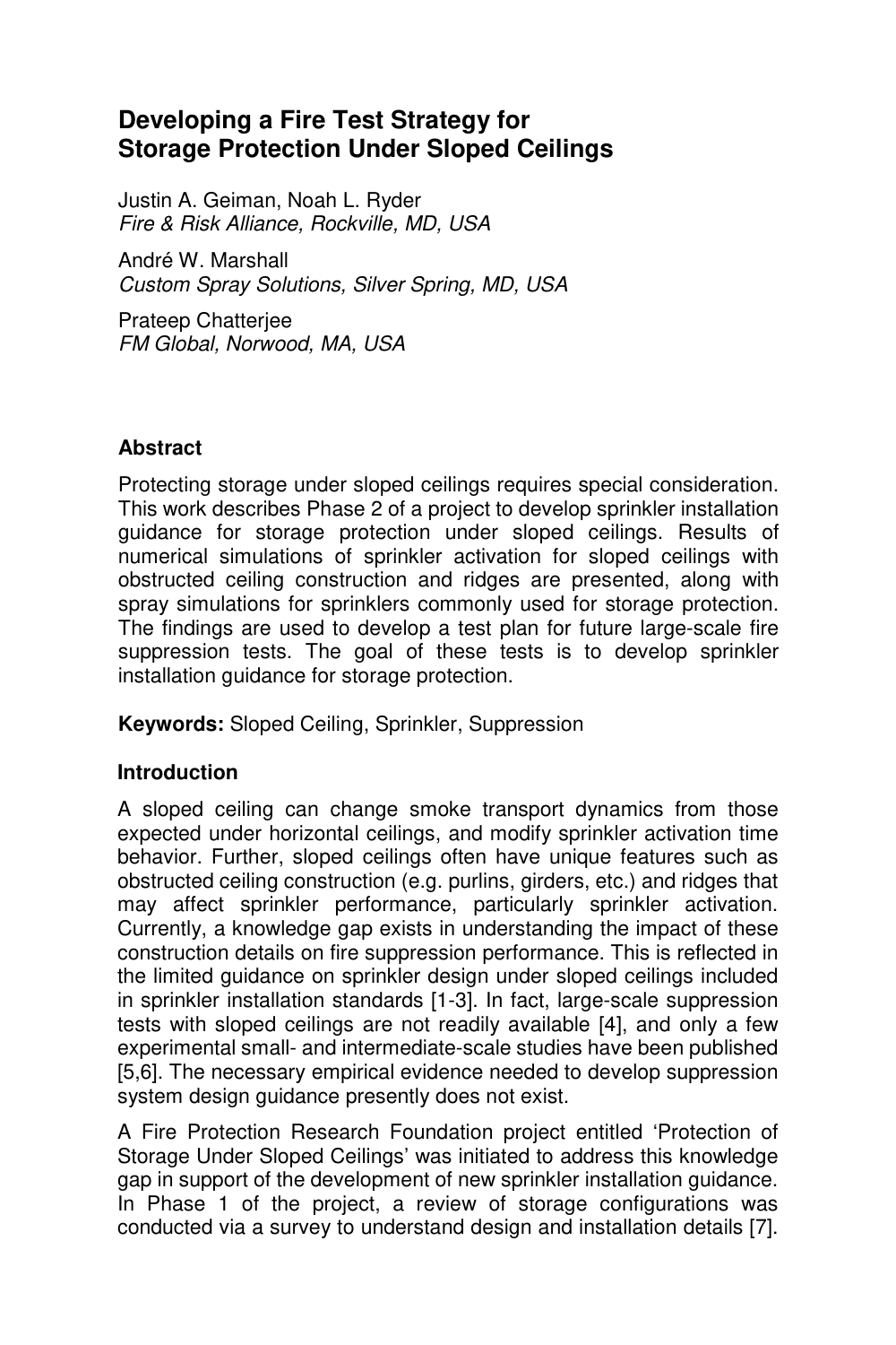# Developing a Fire Test Strategy for Storage Protection Under Sloped Ceilings

Justin A. Geiman, Noah L. Ryder
*Fire & Risk Alliance, Rockville, MD, USA*

André W. Marshall
*Custom Spray Solutions, Silver Spring, MD, USA*

Prateep Chatterjee
*FM Global, Norwood, MA, USA*

## Abstract

Protecting storage under sloped ceilings requires special consideration. This work describes Phase 2 of a project to develop sprinkler installation guidance for storage protection under sloped ceilings. Results of numerical simulations of sprinkler activation for sloped ceilings with obstructed ceiling construction and ridges are presented, along with spray simulations for sprinklers commonly used for storage protection. The findings are used to develop a test plan for future large-scale fire suppression tests. The goal of these tests is to develop sprinkler installation guidance for storage protection.

**Keywords:** Sloped Ceiling, Sprinkler, Suppression

## Introduction

A sloped ceiling can change smoke transport dynamics from those expected under horizontal ceilings, and modify sprinkler activation time behavior. Further, sloped ceilings often have unique features such as obstructed ceiling construction (e.g. purlins, girders, etc.) and ridges that may affect sprinkler performance, particularly sprinkler activation. Currently, a knowledge gap exists in understanding the impact of these construction details on fire suppression performance. This is reflected in the limited guidance on sprinkler design under sloped ceilings included in sprinkler installation standards [1-3]. In fact, large-scale suppression tests with sloped ceilings are not readily available [4], and only a few experimental small- and intermediate-scale studies have been published [5,6]. The necessary empirical evidence needed to develop suppression system design guidance presently does not exist.

A Fire Protection Research Foundation project entitled 'Protection of Storage Under Sloped Ceilings' was initiated to address this knowledge gap in support of the development of new sprinkler installation guidance. In Phase 1 of the project, a review of storage configurations was conducted via a survey to understand design and installation details [7].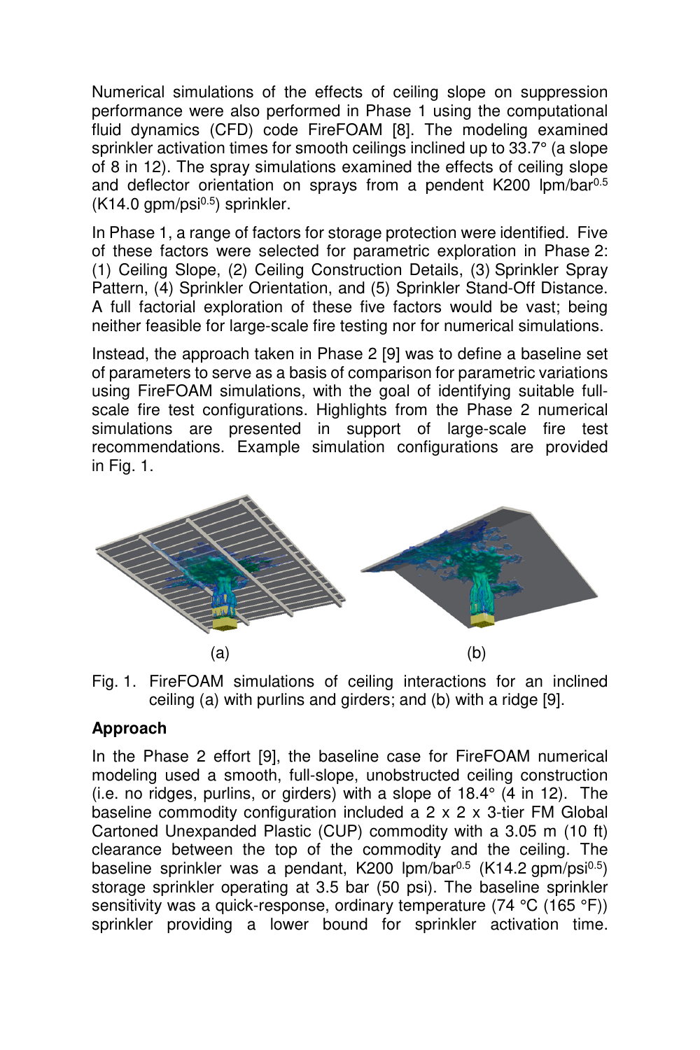Numerical simulations of the effects of ceiling slope on suppression performance were also performed in Phase 1 using the computational fluid dynamics (CFD) code FireFOAM [8]. The modeling examined sprinkler activation times for smooth ceilings inclined up to 33.7° (a slope of 8 in 12). The spray simulations examined the effects of ceiling slope and deflector orientation on sprays from a pendent K200 lpm/bar$^{0.5}$ (K14.0 gpm/psi$^{0.5}$) sprinkler.

In Phase 1, a range of factors for storage protection were identified. Five of these factors were selected for parametric exploration in Phase 2: (1) Ceiling Slope, (2) Ceiling Construction Details, (3) Sprinkler Spray Pattern, (4) Sprinkler Orientation, and (5) Sprinkler Stand-Off Distance. A full factorial exploration of these five factors would be vast; being neither feasible for large-scale fire testing nor for numerical simulations.

Instead, the approach taken in Phase 2 [9] was to define a baseline set of parameters to serve as a basis of comparison for parametric variations using FireFOAM simulations, with the goal of identifying suitable full-scale fire test configurations. Highlights from the Phase 2 numerical simulations are presented in support of large-scale fire test recommendations. Example simulation configurations are provided in Fig. 1.

(a) (b)

Fig. 1. FireFOAM simulations of ceiling interactions for an inclined ceiling (a) with purlins and girders; and (b) with a ridge [9].

**Approach**

In the Phase 2 effort [9], the baseline case for FireFOAM numerical modeling used a smooth, full-slope, unobstructed ceiling construction (i.e. no ridges, purlins, or girders) with a slope of 18.4° (4 in 12). The baseline commodity configuration included a 2 x 2 x 3-tier FM Global Cartoned Unexpanded Plastic (CUP) commodity with a 3.05 m (10 ft) clearance between the top of the commodity and the ceiling. The baseline sprinkler was a pendant, K200 lpm/bar$^{0.5}$ (K14.2 gpm/psi$^{0.5}$) storage sprinkler operating at 3.5 bar (50 psi). The baseline sprinkler sensitivity was a quick-response, ordinary temperature (74 °C (165 °F)) sprinkler providing a lower bound for sprinkler activation time.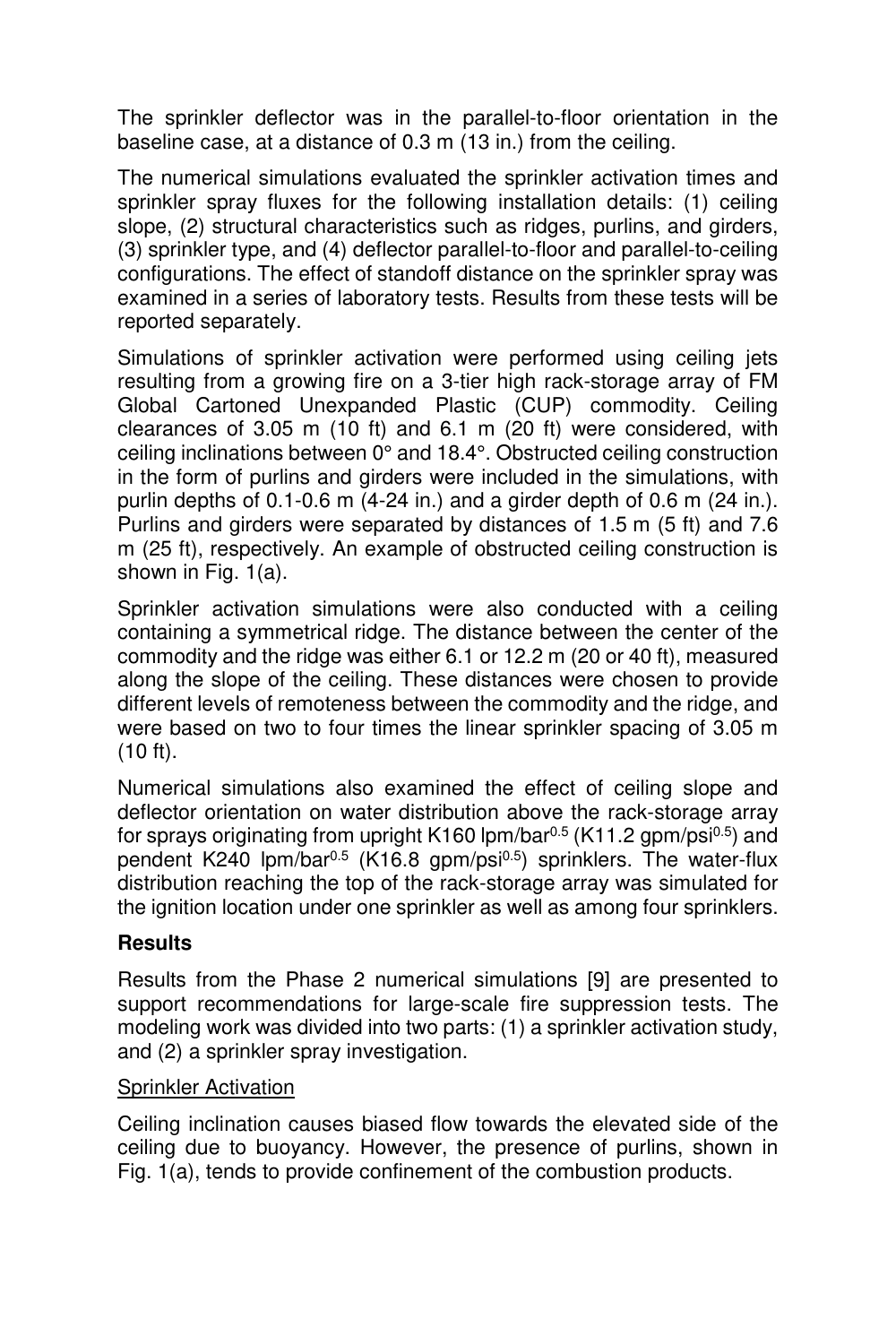The sprinkler deflector was in the parallel-to-floor orientation in the baseline case, at a distance of 0.3 m (13 in.) from the ceiling.

The numerical simulations evaluated the sprinkler activation times and sprinkler spray fluxes for the following installation details: (1) ceiling slope, (2) structural characteristics such as ridges, purlins, and girders, (3) sprinkler type, and (4) deflector parallel-to-floor and parallel-to-ceiling configurations. The effect of standoff distance on the sprinkler spray was examined in a series of laboratory tests. Results from these tests will be reported separately.

Simulations of sprinkler activation were performed using ceiling jets resulting from a growing fire on a 3-tier high rack-storage array of FM Global Cartoned Unexpanded Plastic (CUP) commodity. Ceiling clearances of 3.05 m (10 ft) and 6.1 m (20 ft) were considered, with ceiling inclinations between 0° and 18.4°. Obstructed ceiling construction in the form of purlins and girders were included in the simulations, with purlin depths of 0.1-0.6 m (4-24 in.) and a girder depth of 0.6 m (24 in.). Purlins and girders were separated by distances of 1.5 m (5 ft) and 7.6 m (25 ft), respectively. An example of obstructed ceiling construction is shown in Fig. 1(a).

Sprinkler activation simulations were also conducted with a ceiling containing a symmetrical ridge. The distance between the center of the commodity and the ridge was either 6.1 or 12.2 m (20 or 40 ft), measured along the slope of the ceiling. These distances were chosen to provide different levels of remoteness between the commodity and the ridge, and were based on two to four times the linear sprinkler spacing of 3.05 m (10 ft).

Numerical simulations also examined the effect of ceiling slope and deflector orientation on water distribution above the rack-storage array for sprays originating from upright K160 lpm/bar$^{0.5}$ (K11.2 gpm/psi$^{0.5}$) and pendent K240 lpm/bar$^{0.5}$ (K16.8 gpm/psi$^{0.5}$) sprinklers. The water-flux distribution reaching the top of the rack-storage array was simulated for the ignition location under one sprinkler as well as among four sprinklers.

## Results

Results from the Phase 2 numerical simulations [9] are presented to support recommendations for large-scale fire suppression tests. The modeling work was divided into two parts: (1) a sprinkler activation study, and (2) a sprinkler spray investigation.

### Sprinkler Activation

Ceiling inclination causes biased flow towards the elevated side of the ceiling due to buoyancy. However, the presence of purlins, shown in Fig. 1(a), tends to provide confinement of the combustion products.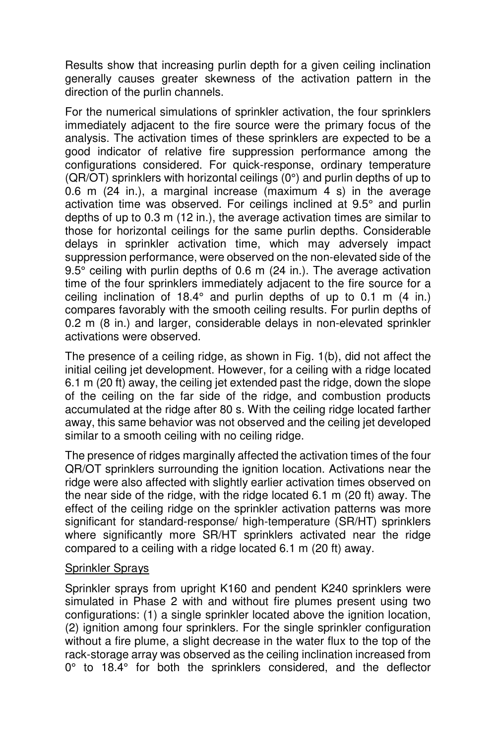Results show that increasing purlin depth for a given ceiling inclination generally causes greater skewness of the activation pattern in the direction of the purlin channels.

For the numerical simulations of sprinkler activation, the four sprinklers immediately adjacent to the fire source were the primary focus of the analysis. The activation times of these sprinklers are expected to be a good indicator of relative fire suppression performance among the configurations considered. For quick-response, ordinary temperature (QR/OT) sprinklers with horizontal ceilings (0°) and purlin depths of up to 0.6 m (24 in.), a marginal increase (maximum 4 s) in the average activation time was observed. For ceilings inclined at 9.5° and purlin depths of up to 0.3 m (12 in.), the average activation times are similar to those for horizontal ceilings for the same purlin depths. Considerable delays in sprinkler activation time, which may adversely impact suppression performance, were observed on the non-elevated side of the 9.5° ceiling with purlin depths of 0.6 m (24 in.). The average activation time of the four sprinklers immediately adjacent to the fire source for a ceiling inclination of 18.4° and purlin depths of up to 0.1 m (4 in.) compares favorably with the smooth ceiling results. For purlin depths of 0.2 m (8 in.) and larger, considerable delays in non-elevated sprinkler activations were observed.

The presence of a ceiling ridge, as shown in Fig. 1(b), did not affect the initial ceiling jet development. However, for a ceiling with a ridge located 6.1 m (20 ft) away, the ceiling jet extended past the ridge, down the slope of the ceiling on the far side of the ridge, and combustion products accumulated at the ridge after 80 s. With the ceiling ridge located farther away, this same behavior was not observed and the ceiling jet developed similar to a smooth ceiling with no ceiling ridge.

The presence of ridges marginally affected the activation times of the four QR/OT sprinklers surrounding the ignition location. Activations near the ridge were also affected with slightly earlier activation times observed on the near side of the ridge, with the ridge located 6.1 m (20 ft) away. The effect of the ceiling ridge on the sprinkler activation patterns was more significant for standard-response/ high-temperature (SR/HT) sprinklers where significantly more SR/HT sprinklers activated near the ridge compared to a ceiling with a ridge located 6.1 m (20 ft) away.

<u>Sprinkler Sprays</u>

Sprinkler sprays from upright K160 and pendent K240 sprinklers were simulated in Phase 2 with and without fire plumes present using two configurations: (1) a single sprinkler located above the ignition location, (2) ignition among four sprinklers. For the single sprinkler configuration without a fire plume, a slight decrease in the water flux to the top of the rack-storage array was observed as the ceiling inclination increased from 0° to 18.4° for both the sprinklers considered, and the deflector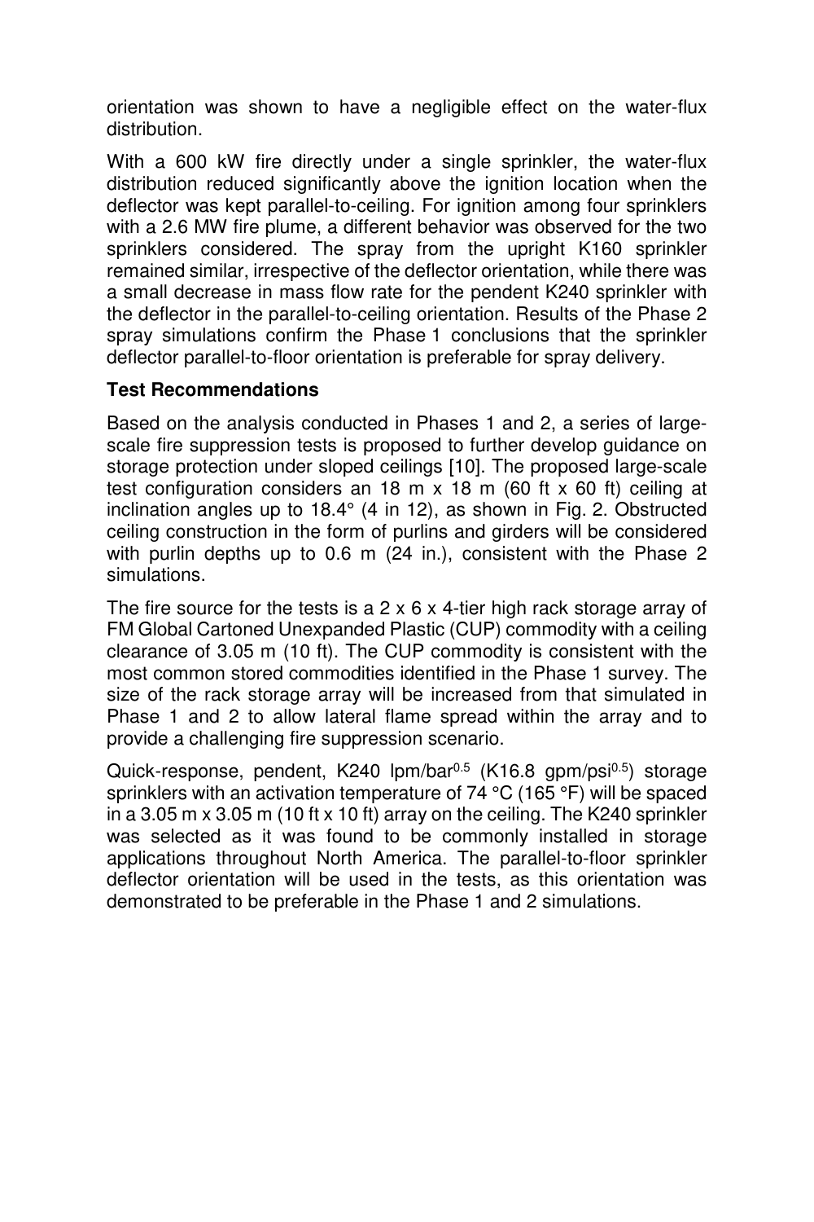orientation was shown to have a negligible effect on the water-flux distribution.

With a 600 kW fire directly under a single sprinkler, the water-flux distribution reduced significantly above the ignition location when the deflector was kept parallel-to-ceiling. For ignition among four sprinklers with a 2.6 MW fire plume, a different behavior was observed for the two sprinklers considered. The spray from the upright K160 sprinkler remained similar, irrespective of the deflector orientation, while there was a small decrease in mass flow rate for the pendent K240 sprinkler with the deflector in the parallel-to-ceiling orientation. Results of the Phase 2 spray simulations confirm the Phase 1 conclusions that the sprinkler deflector parallel-to-floor orientation is preferable for spray delivery.

**Test Recommendations**

Based on the analysis conducted in Phases 1 and 2, a series of large-scale fire suppression tests is proposed to further develop guidance on storage protection under sloped ceilings [10]. The proposed large-scale test configuration considers an 18 m x 18 m (60 ft x 60 ft) ceiling at inclination angles up to 18.4° (4 in 12), as shown in Fig. 2. Obstructed ceiling construction in the form of purlins and girders will be considered with purlin depths up to 0.6 m (24 in.), consistent with the Phase 2 simulations.

The fire source for the tests is a 2 x 6 x 4-tier high rack storage array of FM Global Cartoned Unexpanded Plastic (CUP) commodity with a ceiling clearance of 3.05 m (10 ft). The CUP commodity is consistent with the most common stored commodities identified in the Phase 1 survey. The size of the rack storage array will be increased from that simulated in Phase 1 and 2 to allow lateral flame spread within the array and to provide a challenging fire suppression scenario.

Quick-response, pendent, K240 lpm/bar$^{0.5}$ (K16.8 gpm/psi$^{0.5}$) storage sprinklers with an activation temperature of 74 °C (165 °F) will be spaced in a 3.05 m x 3.05 m (10 ft x 10 ft) array on the ceiling. The K240 sprinkler was selected as it was found to be commonly installed in storage applications throughout North America. The parallel-to-floor sprinkler deflector orientation will be used in the tests, as this orientation was demonstrated to be preferable in the Phase 1 and 2 simulations.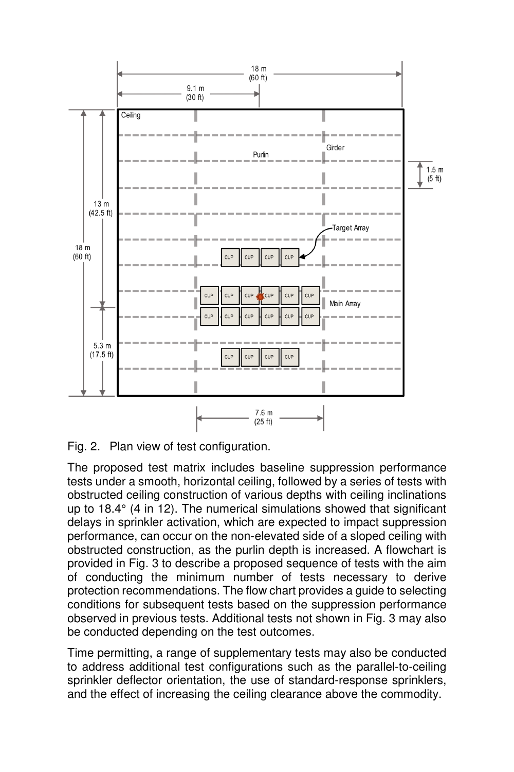Fig. 2. Plan view of test configuration.

The proposed test matrix includes baseline suppression performance tests under a smooth, horizontal ceiling, followed by a series of tests with obstructed ceiling construction of various depths with ceiling inclinations up to 18.4° (4 in 12). The numerical simulations showed that significant delays in sprinkler activation, which are expected to impact suppression performance, can occur on the non-elevated side of a sloped ceiling with obstructed construction, as the purlin depth is increased. A flowchart is provided in Fig. 3 to describe a proposed sequence of tests with the aim of conducting the minimum number of tests necessary to derive protection recommendations. The flow chart provides a guide to selecting conditions for subsequent tests based on the suppression performance observed in previous tests. Additional tests not shown in Fig. 3 may also be conducted depending on the test outcomes.

Time permitting, a range of supplementary tests may also be conducted to address additional test configurations such as the parallel-to-ceiling sprinkler deflector orientation, the use of standard-response sprinklers, and the effect of increasing the ceiling clearance above the commodity.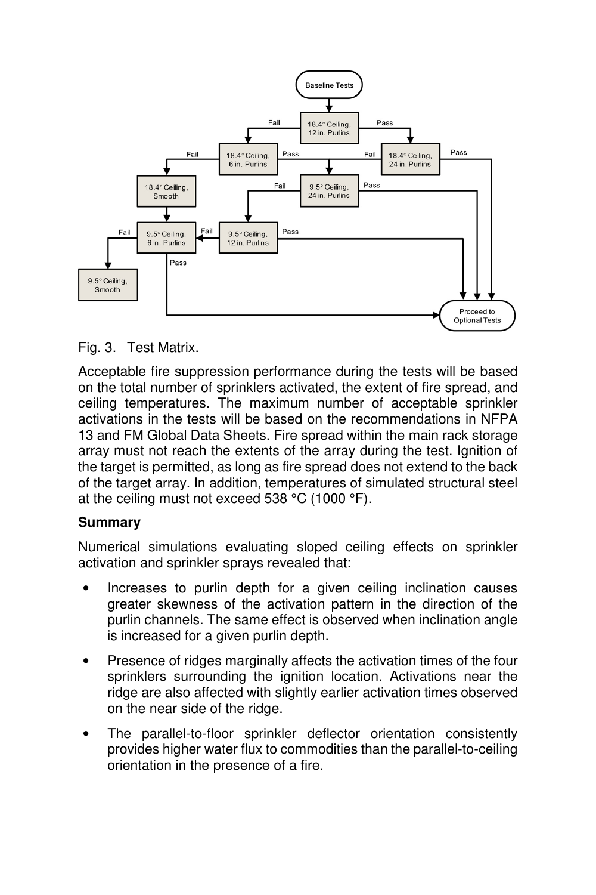Fig. 3. Test Matrix.

Acceptable fire suppression performance during the tests will be based on the total number of sprinklers activated, the extent of fire spread, and ceiling temperatures. The maximum number of acceptable sprinkler activations in the tests will be based on the recommendations in NFPA 13 and FM Global Data Sheets. Fire spread within the main rack storage array must not reach the extents of the array during the test. Ignition of the target is permitted, as long as fire spread does not extend to the back of the target array. In addition, temperatures of simulated structural steel at the ceiling must not exceed 538 °C (1000 °F).

**Summary**

Numerical simulations evaluating sloped ceiling effects on sprinkler activation and sprinkler sprays revealed that:

- Increases to purlin depth for a given ceiling inclination causes greater skewness of the activation pattern in the direction of the purlin channels. The same effect is observed when inclination angle is increased for a given purlin depth.
- Presence of ridges marginally affects the activation times of the four sprinklers surrounding the ignition location. Activations near the ridge are also affected with slightly earlier activation times observed on the near side of the ridge.
- The parallel-to-floor sprinkler deflector orientation consistently provides higher water flux to commodities than the parallel-to-ceiling orientation in the presence of a fire.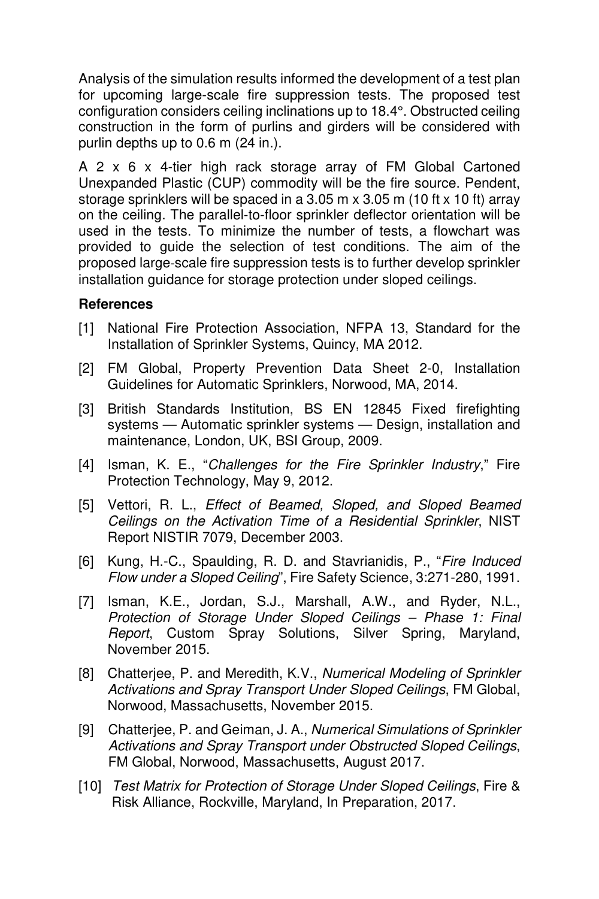Analysis of the simulation results informed the development of a test plan for upcoming large-scale fire suppression tests. The proposed test configuration considers ceiling inclinations up to 18.4°. Obstructed ceiling construction in the form of purlins and girders will be considered with purlin depths up to 0.6 m (24 in.).

A 2 x 6 x 4-tier high rack storage array of FM Global Cartoned Unexpanded Plastic (CUP) commodity will be the fire source. Pendent, storage sprinklers will be spaced in a 3.05 m x 3.05 m (10 ft x 10 ft) array on the ceiling. The parallel-to-floor sprinkler deflector orientation will be used in the tests. To minimize the number of tests, a flowchart was provided to guide the selection of test conditions. The aim of the proposed large-scale fire suppression tests is to further develop sprinkler installation guidance for storage protection under sloped ceilings.

**References**

[1] National Fire Protection Association, NFPA 13, Standard for the Installation of Sprinkler Systems, Quincy, MA 2012.

[2] FM Global, Property Prevention Data Sheet 2-0, Installation Guidelines for Automatic Sprinklers, Norwood, MA, 2014.

[3] British Standards Institution, BS EN 12845 Fixed firefighting systems — Automatic sprinkler systems — Design, installation and maintenance, London, UK, BSI Group, 2009.

[4] Isman, K. E., "*Challenges for the Fire Sprinkler Industry*," Fire Protection Technology, May 9, 2012.

[5] Vettori, R. L., *Effect of Beamed, Sloped, and Sloped Beamed Ceilings on the Activation Time of a Residential Sprinkler*, NIST Report NISTIR 7079, December 2003.

[6] Kung, H.-C., Spaulding, R. D. and Stavrianidis, P., "*Fire Induced Flow under a Sloped Ceiling*", Fire Safety Science, 3:271-280, 1991.

[7] Isman, K.E., Jordan, S.J., Marshall, A.W., and Ryder, N.L., *Protection of Storage Under Sloped Ceilings – Phase 1: Final Report*, Custom Spray Solutions, Silver Spring, Maryland, November 2015.

[8] Chatterjee, P. and Meredith, K.V., *Numerical Modeling of Sprinkler Activations and Spray Transport Under Sloped Ceilings*, FM Global, Norwood, Massachusetts, November 2015.

[9] Chatterjee, P. and Geiman, J. A., *Numerical Simulations of Sprinkler Activations and Spray Transport under Obstructed Sloped Ceilings*, FM Global, Norwood, Massachusetts, August 2017.

[10] *Test Matrix for Protection of Storage Under Sloped Ceilings*, Fire & Risk Alliance, Rockville, Maryland, In Preparation, 2017.